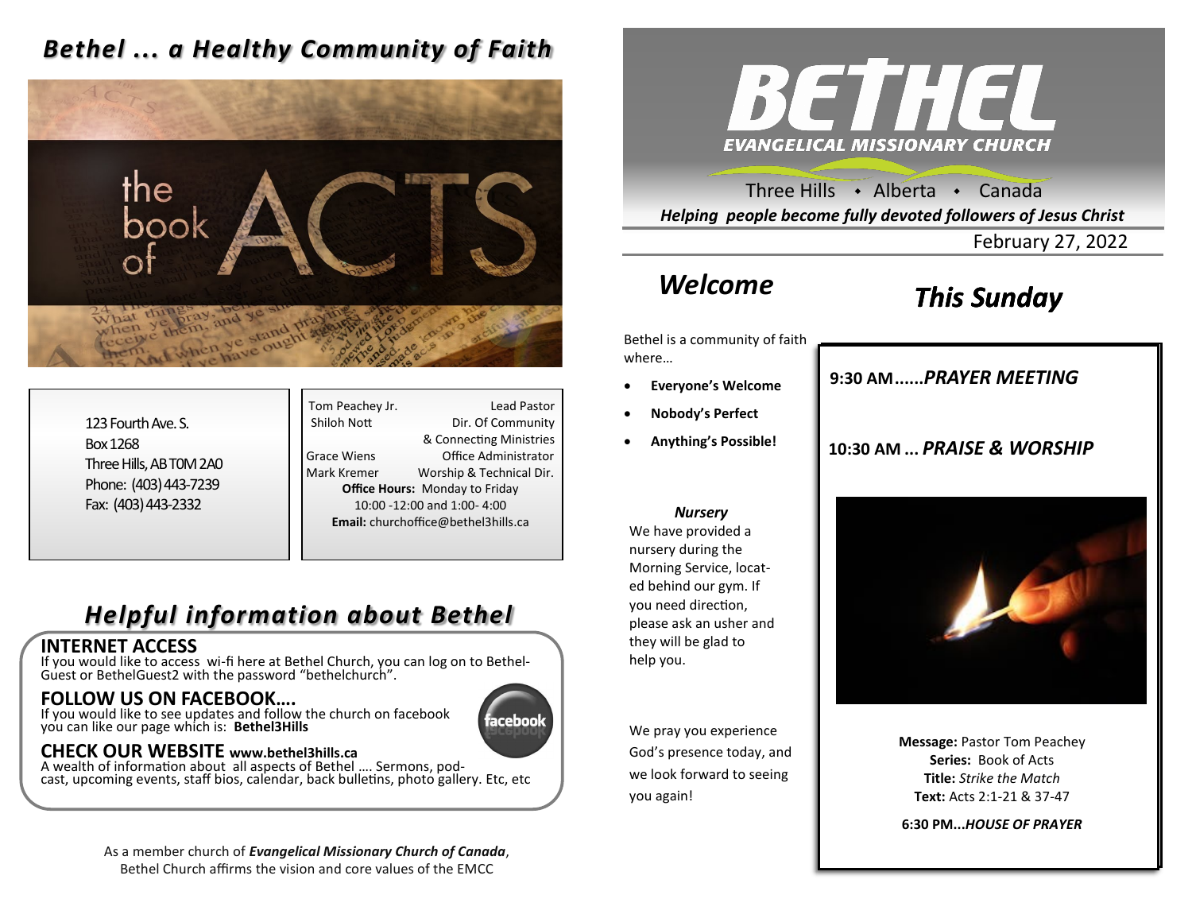# Bethel ... a Healthy Community of Faith

the book of ACTS

123 Fourth Ave. S.
Box 1268
Three Hills, AB T0M 2A0
Phone: (403) 443-7239
Fax: (403) 443-2332

| | |
|---|---|
| Tom Peachey Jr. | Lead Pastor |
| Shiloh Nott | Dir. Of Community & Connecting Ministries |
| Grace Wiens | Office Administrator |
| Mark Kremer | Worship & Technical Dir. |

**Office Hours:** Monday to Friday
10:00 -12:00 and 1:00- 4:00
**Email:** churchoffice@bethel3hills.ca

## Helpful information about Bethel

### INTERNET ACCESS

If you would like to access wi-fi here at Bethel Church, you can log on to Bethel-Guest or BethelGuest2 with the password "bethelchurch".

### FOLLOW US ON FACEBOOK….

If you would like to see updates and follow the church on facebook you can like our page which is: **Bethel3Hills**

### CHECK OUR WEBSITE www.bethel3hills.ca

A wealth of information about all aspects of Bethel …. Sermons, pod-cast, upcoming events, staff bios, calendar, back bulletins, photo gallery. Etc, etc

As a member church of ***Evangelical Missionary Church of Canada***, Bethel Church affirms the vision and core values of the EMCC

# BETHEL

**EVANGELICAL MISSIONARY CHURCH**

Three Hills • Alberta • Canada

***Helping people become fully devoted followers of Jesus Christ***

February 27, 2022

## Welcome

Bethel is a community of faith where…

- **Everyone's Welcome**
- **Nobody's Perfect**
- **Anything's Possible!**

***Nursery***

We have provided a nursery during the Morning Service, located behind our gym. If you need direction, please ask an usher and they will be glad to help you.

We pray you experience God's presence today, and we look forward to seeing you again!

## This Sunday

**9:30 AM......*PRAYER MEETING***

**10:30 AM ... *PRAISE & WORSHIP***

**Message:** Pastor Tom Peachey
**Series:** Book of Acts
**Title:** *Strike the Match*
**Text:** Acts 2:1-21 & 37-47

**6:30 PM...*HOUSE OF PRAYER***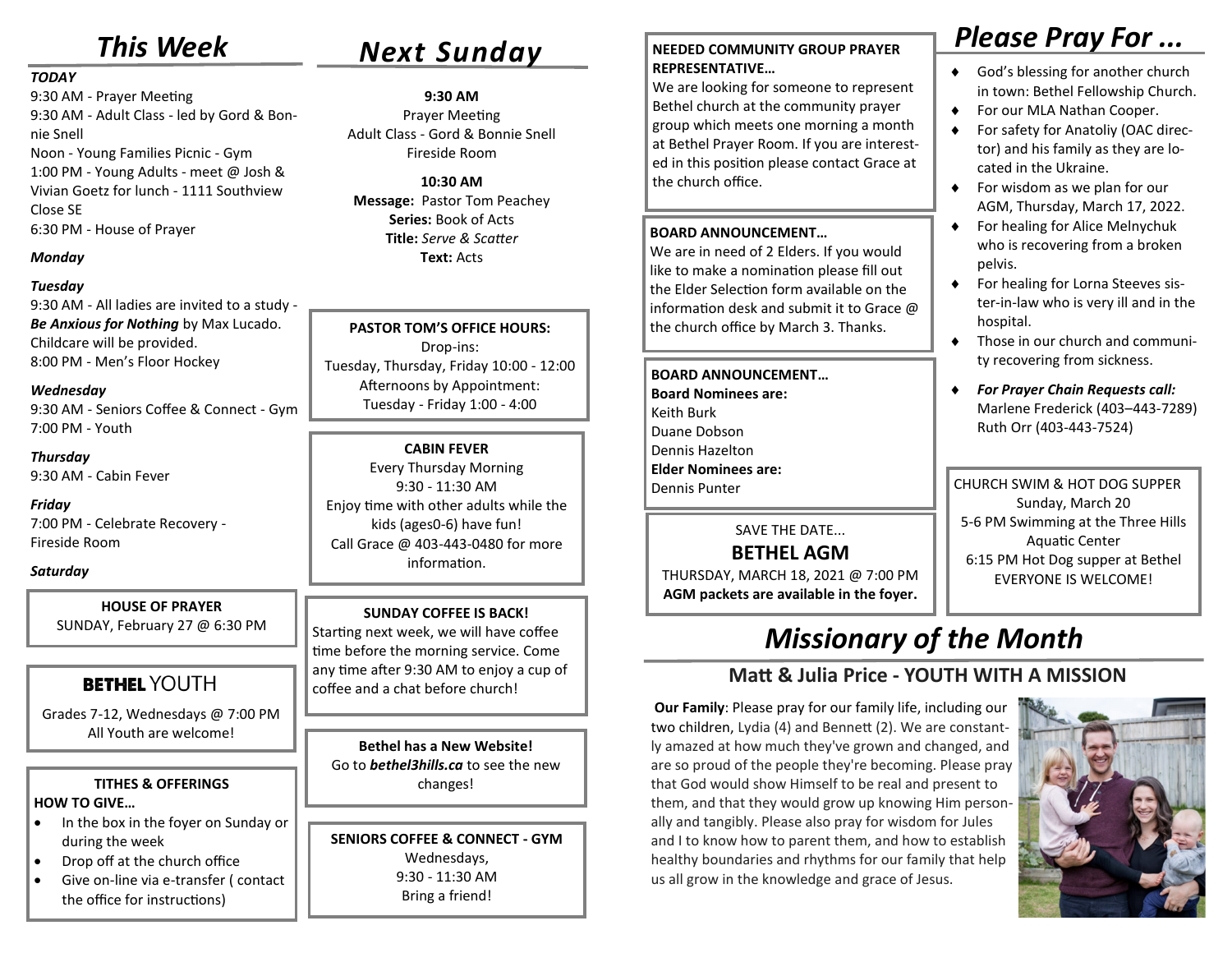# This Week

***TODAY***

9:30 AM - Prayer Meeting
9:30 AM - Adult Class - led by Gord & Bonnie Snell
Noon - Young Families Picnic - Gym
1:00 PM - Young Adults - meet @ Josh & Vivian Goetz for lunch - 1111 Southview Close SE
6:30 PM - House of Prayer

***Monday***

***Tuesday***

9:30 AM - All ladies are invited to a study - ***Be Anxious for Nothing*** by Max Lucado. Childcare will be provided.
8:00 PM - Men's Floor Hockey

***Wednesday***

9:30 AM - Seniors Coffee & Connect - Gym
7:00 PM - Youth

***Thursday***

9:30 AM - Cabin Fever

***Friday***

7:00 PM - Celebrate Recovery - Fireside Room

***Saturday***

**HOUSE OF PRAYER**
SUNDAY, February 27 @ 6:30 PM

**BETHEL** YOUTH

Grades 7-12, Wednesdays @ 7:00 PM
All Youth are welcome!

**TITHES & OFFERINGS**

**HOW TO GIVE…**

- In the box in the foyer on Sunday or during the week
- Drop off at the church office
- Give on-line via e-transfer ( contact the office for instructions)

# Next Sunday

**9:30 AM**
Prayer Meeting
Adult Class - Gord & Bonnie Snell
Fireside Room

**10:30 AM**
**Message:** Pastor Tom Peachey
**Series:** Book of Acts
**Title:** *Serve & Scatter*
**Text:** Acts

**PASTOR TOM'S OFFICE HOURS:**
Drop-ins:
Tuesday, Thursday, Friday 10:00 - 12:00
Afternoons by Appointment:
Tuesday - Friday 1:00 - 4:00

**CABIN FEVER**
Every Thursday Morning
9:30 - 11:30 AM
Enjoy time with other adults while the kids (ages0-6) have fun!
Call Grace @ 403-443-0480 for more information.

**SUNDAY COFFEE IS BACK!**
Starting next week, we will have coffee time before the morning service. Come any time after 9:30 AM to enjoy a cup of coffee and a chat before church!

**Bethel has a New Website!**
Go to ***bethel3hills.ca*** to see the new changes!

**SENIORS COFFEE & CONNECT - GYM**
Wednesdays,
9:30 - 11:30 AM
Bring a friend!

**NEEDED COMMUNITY GROUP PRAYER REPRESENTATIVE…**
We are looking for someone to represent Bethel church at the community prayer group which meets one morning a month at Bethel Prayer Room. If you are interested in this position please contact Grace at the church office.

**BOARD ANNOUNCEMENT…**
We are in need of 2 Elders. If you would like to make a nomination please fill out the Elder Selection form available on the information desk and submit it to Grace @ the church office by March 3. Thanks.

**BOARD ANNOUNCEMENT…**
**Board Nominees are:**
Keith Burk
Duane Dobson
Dennis Hazelton
**Elder Nominees are:**
Dennis Punter

SAVE THE DATE...
**BETHEL AGM**
THURSDAY, MARCH 18, 2021 @ 7:00 PM
**AGM packets are available in the foyer.**

# Please Pray For ...

- God's blessing for another church in town: Bethel Fellowship Church.
- For our MLA Nathan Cooper.
- For safety for Anatoliy (OAC director) and his family as they are located in the Ukraine.
- For wisdom as we plan for our AGM, Thursday, March 17, 2022.
- For healing for Alice Melnychuk who is recovering from a broken pelvis.
- For healing for Lorna Steeves sister-in-law who is very ill and in the hospital.
- Those in our church and community recovering from sickness.
- ***For Prayer Chain Requests call:*** Marlene Frederick (403–443-7289) Ruth Orr (403-443-7524)

CHURCH SWIM & HOT DOG SUPPER
Sunday, March 20
5-6 PM Swimming at the Three Hills Aquatic Center
6:15 PM Hot Dog supper at Bethel
EVERYONE IS WELCOME!

# Missionary of the Month

## Matt & Julia Price - YOUTH WITH A MISSION

**Our Family**: Please pray for our family life, including our two children, Lydia (4) and Bennett (2). We are constantly amazed at how much they've grown and changed, and are so proud of the people they're becoming. Please pray that God would show Himself to be real and present to them, and that they would grow up knowing Him personally and tangibly. Please also pray for wisdom for Jules and I to know how to parent them, and how to establish healthy boundaries and rhythms for our family that help us all grow in the knowledge and grace of Jesus.